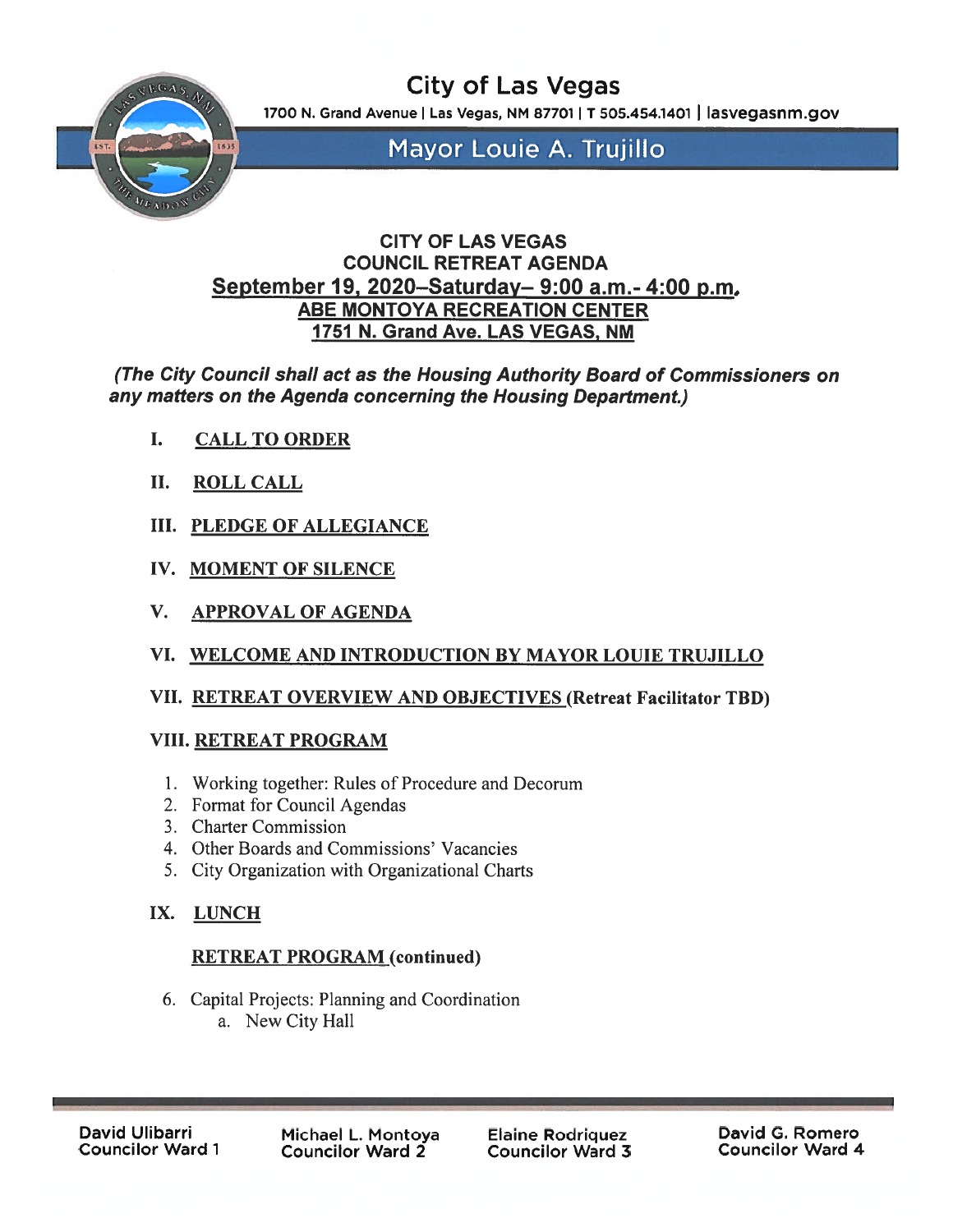# City of Las Vegas

1700 N. Grand Avenue | Las Vegas, NM 87701 | T 505.454.1401 | lasvegasnm.gov

## Mayor Louie A. Trujillo

**CITY OF LAS VEGAS**
**COUNCIL RETREAT AGENDA**
**September 19, 2020–Saturday– 9:00 a.m.- 4:00 p.m.**
**ABE MONTOYA RECREATION CENTER**
**1751 N. Grand Ave. LAS VEGAS, NM**

***(The City Council shall act as the Housing Authority Board of Commissioners on any matters on the Agenda concerning the Housing Department.)***

**I. CALL TO ORDER**

**II. ROLL CALL**

**III. PLEDGE OF ALLEGIANCE**

**IV. MOMENT OF SILENCE**

**V. APPROVAL OF AGENDA**

**VI. WELCOME AND INTRODUCTION BY MAYOR LOUIE TRUJILLO**

**VII. RETREAT OVERVIEW AND OBJECTIVES (Retreat Facilitator TBD)**

**VIII. RETREAT PROGRAM**

1. Working together: Rules of Procedure and Decorum
2. Format for Council Agendas
3. Charter Commission
4. Other Boards and Commissions' Vacancies
5. City Organization with Organizational Charts

**IX. LUNCH**

**RETREAT PROGRAM (continued)**

6. Capital Projects: Planning and Coordination
   a. New City Hall

David Ulibarri, Councilor Ward 1 | Michael L. Montoya, Councilor Ward 2 | Elaine Rodriquez, Councilor Ward 3 | David G. Romero, Councilor Ward 4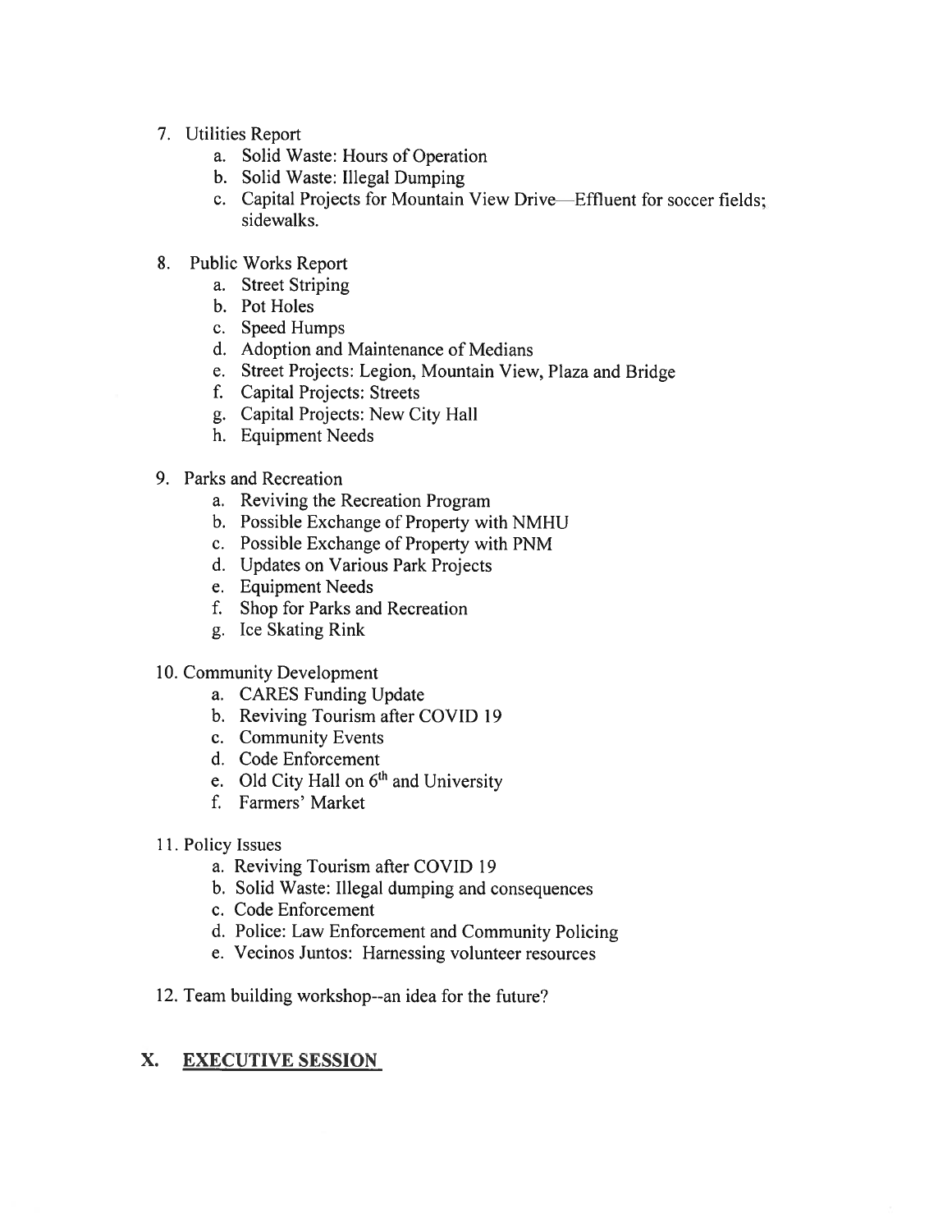7. Utilities Report
   a. Solid Waste: Hours of Operation
   b. Solid Waste: Illegal Dumping
   c. Capital Projects for Mountain View Drive—Effluent for soccer fields; sidewalks.

8. Public Works Report
   a. Street Striping
   b. Pot Holes
   c. Speed Humps
   d. Adoption and Maintenance of Medians
   e. Street Projects: Legion, Mountain View, Plaza and Bridge
   f. Capital Projects: Streets
   g. Capital Projects: New City Hall
   h. Equipment Needs

9. Parks and Recreation
   a. Reviving the Recreation Program
   b. Possible Exchange of Property with NMHU
   c. Possible Exchange of Property with PNM
   d. Updates on Various Park Projects
   e. Equipment Needs
   f. Shop for Parks and Recreation
   g. Ice Skating Rink

10. Community Development
    a. CARES Funding Update
    b. Reviving Tourism after COVID 19
    c. Community Events
    d. Code Enforcement
    e. Old City Hall on 6th and University
    f. Farmers' Market

11. Policy Issues
    a. Reviving Tourism after COVID 19
    b. Solid Waste: Illegal dumping and consequences
    c. Code Enforcement
    d. Police: Law Enforcement and Community Policing
    e. Vecinos Juntos: Harnessing volunteer resources

12. Team building workshop--an idea for the future?

## X. EXECUTIVE SESSION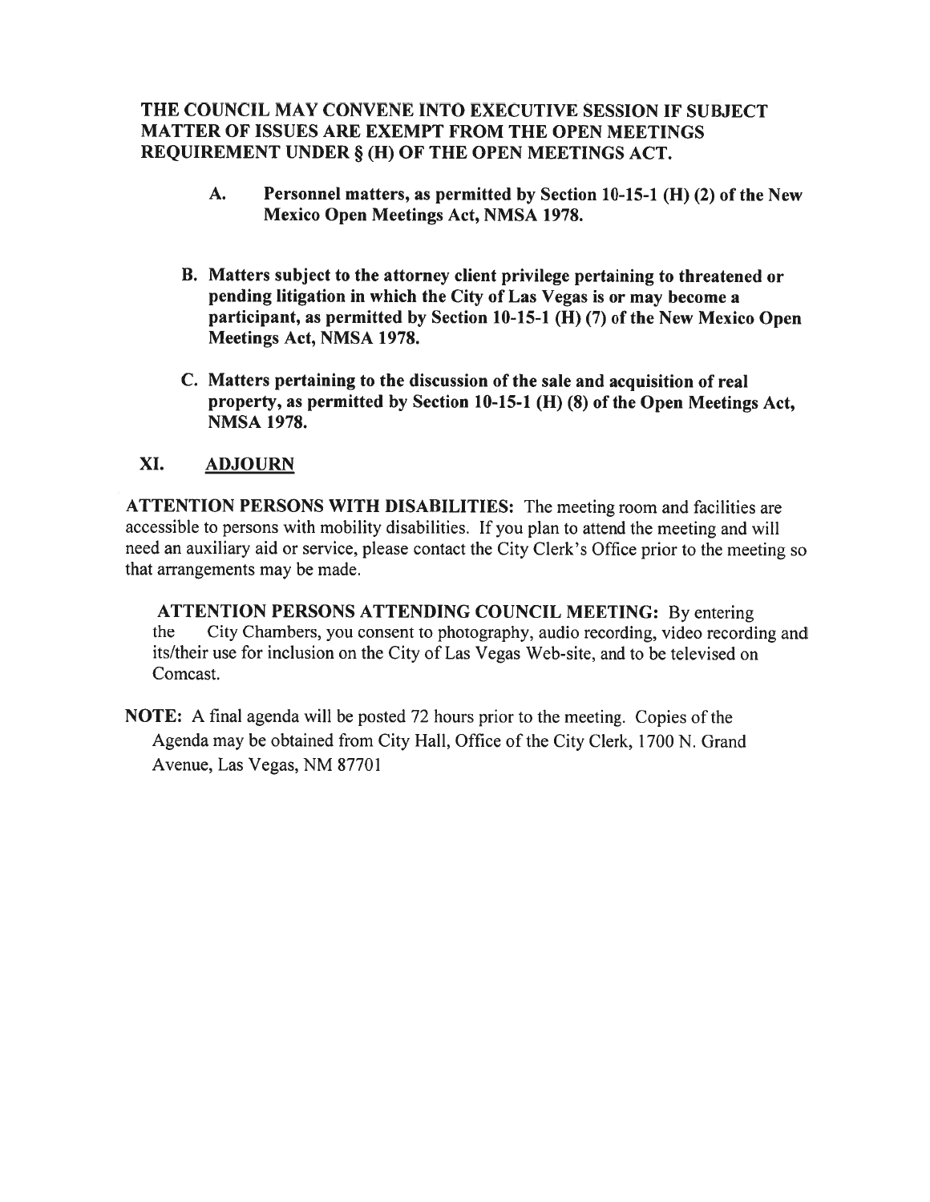**THE COUNCIL MAY CONVENE INTO EXECUTIVE SESSION IF SUBJECT MATTER OF ISSUES ARE EXEMPT FROM THE OPEN MEETINGS REQUIREMENT UNDER § (H) OF THE OPEN MEETINGS ACT.**

- **A. Personnel matters, as permitted by Section 10-15-1 (H) (2) of the New Mexico Open Meetings Act, NMSA 1978.**

- **B. Matters subject to the attorney client privilege pertaining to threatened or pending litigation in which the City of Las Vegas is or may become a participant, as permitted by Section 10-15-1 (H) (7) of the New Mexico Open Meetings Act, NMSA 1978.**

- **C. Matters pertaining to the discussion of the sale and acquisition of real property, as permitted by Section 10-15-1 (H) (8) of the Open Meetings Act, NMSA 1978.**

## XI. ADJOURN

**ATTENTION PERSONS WITH DISABILITIES:** The meeting room and facilities are accessible to persons with mobility disabilities. If you plan to attend the meeting and will need an auxiliary aid or service, please contact the City Clerk's Office prior to the meeting so that arrangements may be made.

**ATTENTION PERSONS ATTENDING COUNCIL MEETING:** By entering the City Chambers, you consent to photography, audio recording, video recording and its/their use for inclusion on the City of Las Vegas Web-site, and to be televised on Comcast.

**NOTE:** A final agenda will be posted 72 hours prior to the meeting. Copies of the Agenda may be obtained from City Hall, Office of the City Clerk, 1700 N. Grand Avenue, Las Vegas, NM 87701